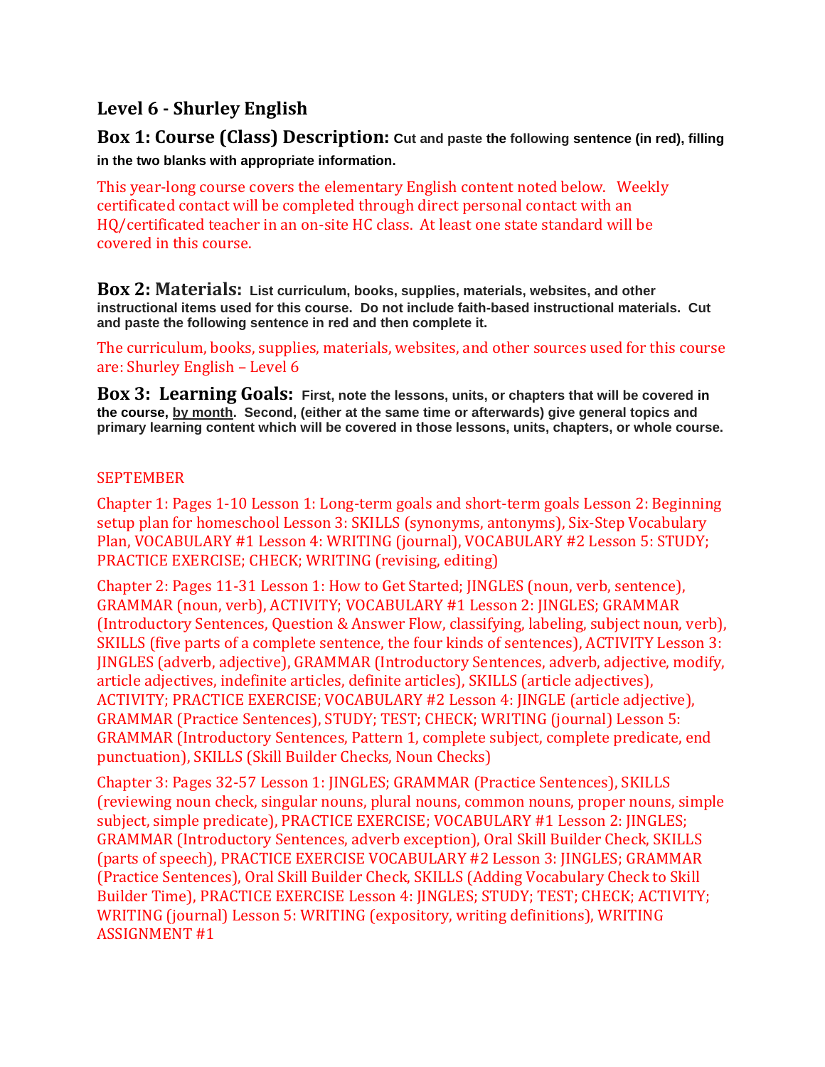# Level 6 - Shurley English

**Box 1: Course (Class) Description:** **Cut and paste the following sentence (in red), filling in the two blanks with appropriate information.**

This year-long course covers the elementary English content noted below. Weekly certificated contact will be completed through direct personal contact with an HQ/certificated teacher in an on-site HC class. At least one state standard will be covered in this course.

**Box 2: Materials:** **List curriculum, books, supplies, materials, websites, and other instructional items used for this course. Do not include faith-based instructional materials. Cut and paste the following sentence in red and then complete it.**

The curriculum, books, supplies, materials, websites, and other sources used for this course are: Shurley English – Level 6

**Box 3: Learning Goals:** **First, note the lessons, units, or chapters that will be covered in the course, by month. Second, (either at the same time or afterwards) give general topics and primary learning content which will be covered in those lessons, units, chapters, or whole course.**

SEPTEMBER

Chapter 1: Pages 1-10 Lesson 1: Long-term goals and short-term goals Lesson 2: Beginning setup plan for homeschool Lesson 3: SKILLS (synonyms, antonyms), Six-Step Vocabulary Plan, VOCABULARY #1 Lesson 4: WRITING (journal), VOCABULARY #2 Lesson 5: STUDY; PRACTICE EXERCISE; CHECK; WRITING (revising, editing)

Chapter 2: Pages 11-31 Lesson 1: How to Get Started; JINGLES (noun, verb, sentence), GRAMMAR (noun, verb), ACTIVITY; VOCABULARY #1 Lesson 2: JINGLES; GRAMMAR (Introductory Sentences, Question & Answer Flow, classifying, labeling, subject noun, verb), SKILLS (five parts of a complete sentence, the four kinds of sentences), ACTIVITY Lesson 3: JINGLES (adverb, adjective), GRAMMAR (Introductory Sentences, adverb, adjective, modify, article adjectives, indefinite articles, definite articles), SKILLS (article adjectives), ACTIVITY; PRACTICE EXERCISE; VOCABULARY #2 Lesson 4: JINGLE (article adjective), GRAMMAR (Practice Sentences), STUDY; TEST; CHECK; WRITING (journal) Lesson 5: GRAMMAR (Introductory Sentences, Pattern 1, complete subject, complete predicate, end punctuation), SKILLS (Skill Builder Checks, Noun Checks)

Chapter 3: Pages 32-57 Lesson 1: JINGLES; GRAMMAR (Practice Sentences), SKILLS (reviewing noun check, singular nouns, plural nouns, common nouns, proper nouns, simple subject, simple predicate), PRACTICE EXERCISE; VOCABULARY #1 Lesson 2: JINGLES; GRAMMAR (Introductory Sentences, adverb exception), Oral Skill Builder Check, SKILLS (parts of speech), PRACTICE EXERCISE VOCABULARY #2 Lesson 3: JINGLES; GRAMMAR (Practice Sentences), Oral Skill Builder Check, SKILLS (Adding Vocabulary Check to Skill Builder Time), PRACTICE EXERCISE Lesson 4: JINGLES; STUDY; TEST; CHECK; ACTIVITY; WRITING (journal) Lesson 5: WRITING (expository, writing definitions), WRITING ASSIGNMENT #1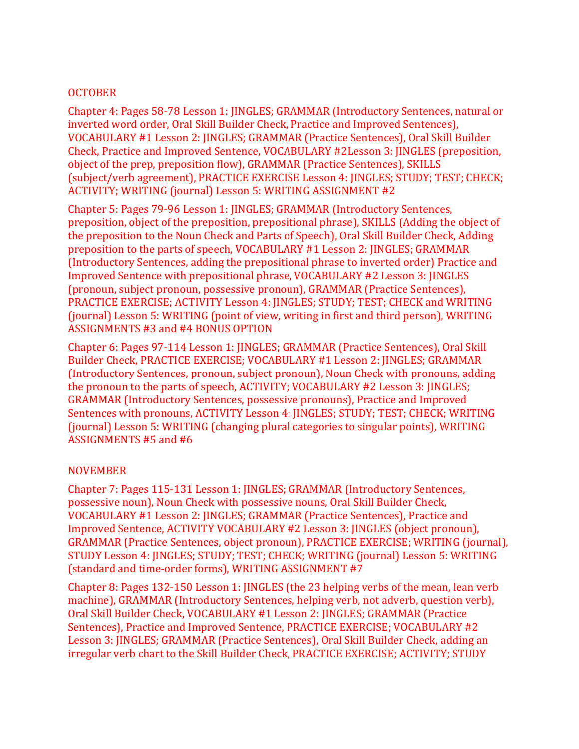OCTOBER

Chapter 4: Pages 58-78 Lesson 1: JINGLES; GRAMMAR (Introductory Sentences, natural or inverted word order, Oral Skill Builder Check, Practice and Improved Sentences), VOCABULARY #1 Lesson 2: JINGLES; GRAMMAR (Practice Sentences), Oral Skill Builder Check, Practice and Improved Sentence, VOCABULARY #2Lesson 3: JINGLES (preposition, object of the prep, preposition flow), GRAMMAR (Practice Sentences), SKILLS (subject/verb agreement), PRACTICE EXERCISE Lesson 4: JINGLES; STUDY; TEST; CHECK; ACTIVITY; WRITING (journal) Lesson 5: WRITING ASSIGNMENT #2

Chapter 5: Pages 79-96 Lesson 1: JINGLES; GRAMMAR (Introductory Sentences, preposition, object of the preposition, prepositional phrase), SKILLS (Adding the object of the preposition to the Noun Check and Parts of Speech), Oral Skill Builder Check, Adding preposition to the parts of speech, VOCABULARY #1 Lesson 2: JINGLES; GRAMMAR (Introductory Sentences, adding the prepositional phrase to inverted order) Practice and Improved Sentence with prepositional phrase, VOCABULARY #2 Lesson 3: JINGLES (pronoun, subject pronoun, possessive pronoun), GRAMMAR (Practice Sentences), PRACTICE EXERCISE; ACTIVITY Lesson 4: JINGLES; STUDY; TEST; CHECK and WRITING (journal) Lesson 5: WRITING (point of view, writing in first and third person), WRITING ASSIGNMENTS #3 and #4 BONUS OPTION

Chapter 6: Pages 97-114 Lesson 1: JINGLES; GRAMMAR (Practice Sentences), Oral Skill Builder Check, PRACTICE EXERCISE; VOCABULARY #1 Lesson 2: JINGLES; GRAMMAR (Introductory Sentences, pronoun, subject pronoun), Noun Check with pronouns, adding the pronoun to the parts of speech, ACTIVITY; VOCABULARY #2 Lesson 3: JINGLES; GRAMMAR (Introductory Sentences, possessive pronouns), Practice and Improved Sentences with pronouns, ACTIVITY Lesson 4: JINGLES; STUDY; TEST; CHECK; WRITING (journal) Lesson 5: WRITING (changing plural categories to singular points), WRITING ASSIGNMENTS #5 and #6

NOVEMBER

Chapter 7: Pages 115-131 Lesson 1: JINGLES; GRAMMAR (Introductory Sentences, possessive noun), Noun Check with possessive nouns, Oral Skill Builder Check, VOCABULARY #1 Lesson 2: JINGLES; GRAMMAR (Practice Sentences), Practice and Improved Sentence, ACTIVITY VOCABULARY #2 Lesson 3: JINGLES (object pronoun), GRAMMAR (Practice Sentences, object pronoun), PRACTICE EXERCISE; WRITING (journal), STUDY Lesson 4: JINGLES; STUDY; TEST; CHECK; WRITING (journal) Lesson 5: WRITING (standard and time-order forms), WRITING ASSIGNMENT #7

Chapter 8: Pages 132-150 Lesson 1: JINGLES (the 23 helping verbs of the mean, lean verb machine), GRAMMAR (Introductory Sentences, helping verb, not adverb, question verb), Oral Skill Builder Check, VOCABULARY #1 Lesson 2: JINGLES; GRAMMAR (Practice Sentences), Practice and Improved Sentence, PRACTICE EXERCISE; VOCABULARY #2 Lesson 3: JINGLES; GRAMMAR (Practice Sentences), Oral Skill Builder Check, adding an irregular verb chart to the Skill Builder Check, PRACTICE EXERCISE; ACTIVITY; STUDY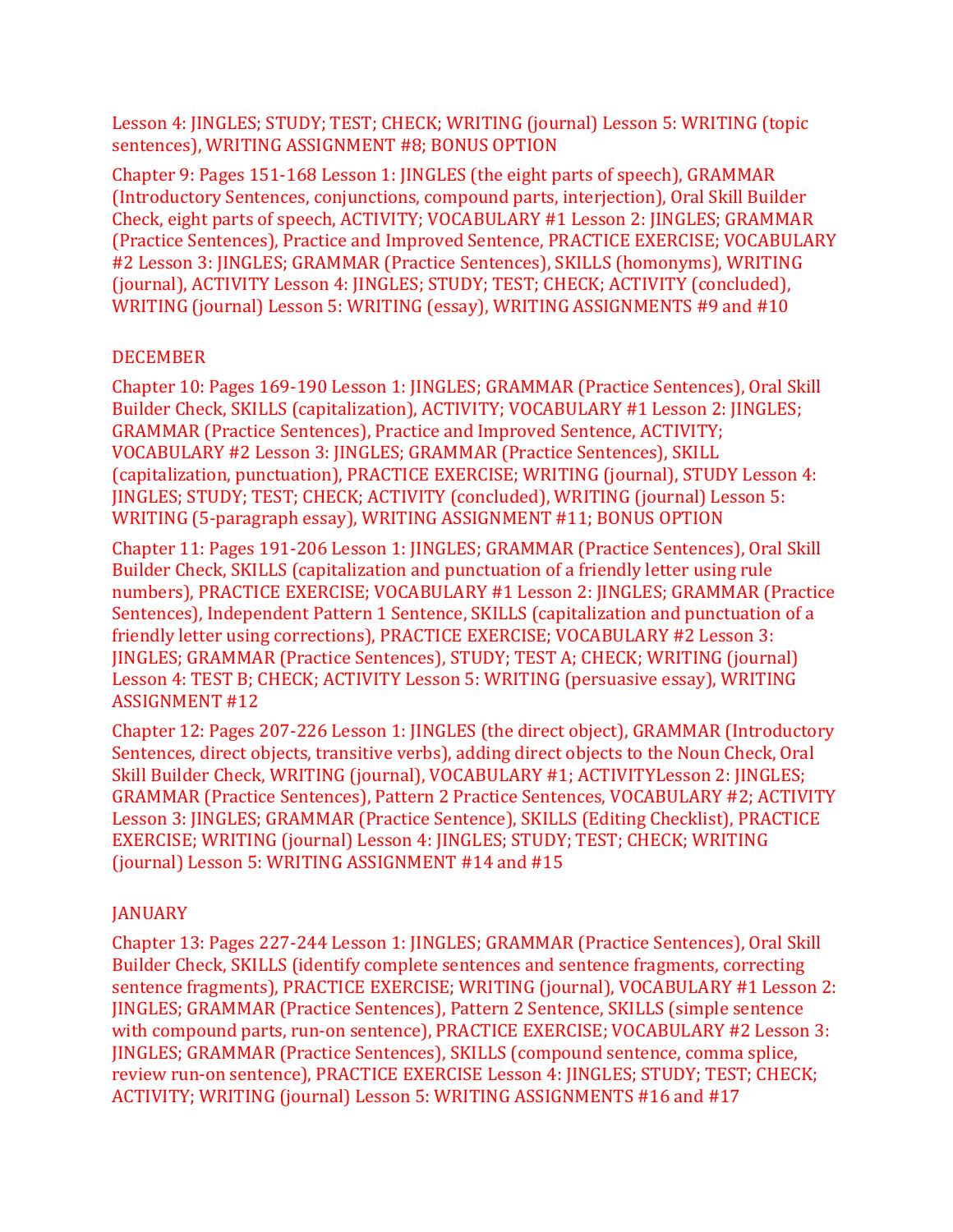Lesson 4: JINGLES; STUDY; TEST; CHECK; WRITING (journal) Lesson 5: WRITING (topic sentences), WRITING ASSIGNMENT #8; BONUS OPTION

Chapter 9: Pages 151-168 Lesson 1: JINGLES (the eight parts of speech), GRAMMAR (Introductory Sentences, conjunctions, compound parts, interjection), Oral Skill Builder Check, eight parts of speech, ACTIVITY; VOCABULARY #1 Lesson 2: JINGLES; GRAMMAR (Practice Sentences), Practice and Improved Sentence, PRACTICE EXERCISE; VOCABULARY #2 Lesson 3: JINGLES; GRAMMAR (Practice Sentences), SKILLS (homonyms), WRITING (journal), ACTIVITY Lesson 4: JINGLES; STUDY; TEST; CHECK; ACTIVITY (concluded), WRITING (journal) Lesson 5: WRITING (essay), WRITING ASSIGNMENTS #9 and #10

DECEMBER

Chapter 10: Pages 169-190 Lesson 1: JINGLES; GRAMMAR (Practice Sentences), Oral Skill Builder Check, SKILLS (capitalization), ACTIVITY; VOCABULARY #1 Lesson 2: JINGLES; GRAMMAR (Practice Sentences), Practice and Improved Sentence, ACTIVITY; VOCABULARY #2 Lesson 3: JINGLES; GRAMMAR (Practice Sentences), SKILL (capitalization, punctuation), PRACTICE EXERCISE; WRITING (journal), STUDY Lesson 4: JINGLES; STUDY; TEST; CHECK; ACTIVITY (concluded), WRITING (journal) Lesson 5: WRITING (5-paragraph essay), WRITING ASSIGNMENT #11; BONUS OPTION

Chapter 11: Pages 191-206 Lesson 1: JINGLES; GRAMMAR (Practice Sentences), Oral Skill Builder Check, SKILLS (capitalization and punctuation of a friendly letter using rule numbers), PRACTICE EXERCISE; VOCABULARY #1 Lesson 2: JINGLES; GRAMMAR (Practice Sentences), Independent Pattern 1 Sentence, SKILLS (capitalization and punctuation of a friendly letter using corrections), PRACTICE EXERCISE; VOCABULARY #2 Lesson 3: JINGLES; GRAMMAR (Practice Sentences), STUDY; TEST A; CHECK; WRITING (journal) Lesson 4: TEST B; CHECK; ACTIVITY Lesson 5: WRITING (persuasive essay), WRITING ASSIGNMENT #12

Chapter 12: Pages 207-226 Lesson 1: JINGLES (the direct object), GRAMMAR (Introductory Sentences, direct objects, transitive verbs), adding direct objects to the Noun Check, Oral Skill Builder Check, WRITING (journal), VOCABULARY #1; ACTIVITYLesson 2: JINGLES; GRAMMAR (Practice Sentences), Pattern 2 Practice Sentences, VOCABULARY #2; ACTIVITY Lesson 3: JINGLES; GRAMMAR (Practice Sentence), SKILLS (Editing Checklist), PRACTICE EXERCISE; WRITING (journal) Lesson 4: JINGLES; STUDY; TEST; CHECK; WRITING (journal) Lesson 5: WRITING ASSIGNMENT #14 and #15

JANUARY

Chapter 13: Pages 227-244 Lesson 1: JINGLES; GRAMMAR (Practice Sentences), Oral Skill Builder Check, SKILLS (identify complete sentences and sentence fragments, correcting sentence fragments), PRACTICE EXERCISE; WRITING (journal), VOCABULARY #1 Lesson 2: JINGLES; GRAMMAR (Practice Sentences), Pattern 2 Sentence, SKILLS (simple sentence with compound parts, run-on sentence), PRACTICE EXERCISE; VOCABULARY #2 Lesson 3: JINGLES; GRAMMAR (Practice Sentences), SKILLS (compound sentence, comma splice, review run-on sentence), PRACTICE EXERCISE Lesson 4: JINGLES; STUDY; TEST; CHECK; ACTIVITY; WRITING (journal) Lesson 5: WRITING ASSIGNMENTS #16 and #17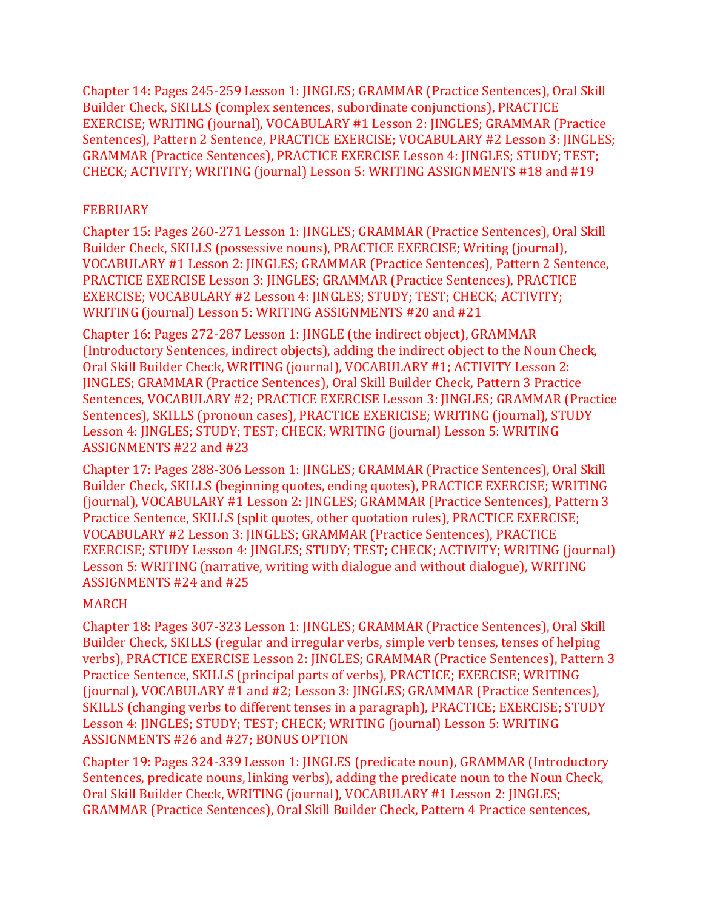Chapter 14: Pages 245-259 Lesson 1: JINGLES; GRAMMAR (Practice Sentences), Oral Skill Builder Check, SKILLS (complex sentences, subordinate conjunctions), PRACTICE EXERCISE; WRITING (journal), VOCABULARY #1 Lesson 2: JINGLES; GRAMMAR (Practice Sentences), Pattern 2 Sentence, PRACTICE EXERCISE; VOCABULARY #2 Lesson 3: JINGLES; GRAMMAR (Practice Sentences), PRACTICE EXERCISE Lesson 4: JINGLES; STUDY; TEST; CHECK; ACTIVITY; WRITING (journal) Lesson 5: WRITING ASSIGNMENTS #18 and #19

FEBRUARY

Chapter 15: Pages 260-271 Lesson 1: JINGLES; GRAMMAR (Practice Sentences), Oral Skill Builder Check, SKILLS (possessive nouns), PRACTICE EXERCISE; Writing (journal), VOCABULARY #1 Lesson 2: JINGLES; GRAMMAR (Practice Sentences), Pattern 2 Sentence, PRACTICE EXERCISE Lesson 3: JINGLES; GRAMMAR (Practice Sentences), PRACTICE EXERCISE; VOCABULARY #2 Lesson 4: JINGLES; STUDY; TEST; CHECK; ACTIVITY; WRITING (journal) Lesson 5: WRITING ASSIGNMENTS #20 and #21

Chapter 16: Pages 272-287 Lesson 1: JINGLE (the indirect object), GRAMMAR (Introductory Sentences, indirect objects), adding the indirect object to the Noun Check, Oral Skill Builder Check, WRITING (journal), VOCABULARY #1; ACTIVITY Lesson 2: JINGLES; GRAMMAR (Practice Sentences), Oral Skill Builder Check, Pattern 3 Practice Sentences, VOCABULARY #2; PRACTICE EXERCISE Lesson 3: JINGLES; GRAMMAR (Practice Sentences), SKILLS (pronoun cases), PRACTICE EXERICISE; WRITING (journal), STUDY Lesson 4: JINGLES; STUDY; TEST; CHECK; WRITING (journal) Lesson 5: WRITING ASSIGNMENTS #22 and #23

Chapter 17: Pages 288-306 Lesson 1: JINGLES; GRAMMAR (Practice Sentences), Oral Skill Builder Check, SKILLS (beginning quotes, ending quotes), PRACTICE EXERCISE; WRITING (journal), VOCABULARY #1 Lesson 2: JINGLES; GRAMMAR (Practice Sentences), Pattern 3 Practice Sentence, SKILLS (split quotes, other quotation rules), PRACTICE EXERCISE; VOCABULARY #2 Lesson 3: JINGLES; GRAMMAR (Practice Sentences), PRACTICE EXERCISE; STUDY Lesson 4: JINGLES; STUDY; TEST; CHECK; ACTIVITY; WRITING (journal) Lesson 5: WRITING (narrative, writing with dialogue and without dialogue), WRITING ASSIGNMENTS #24 and #25

MARCH

Chapter 18: Pages 307-323 Lesson 1: JINGLES; GRAMMAR (Practice Sentences), Oral Skill Builder Check, SKILLS (regular and irregular verbs, simple verb tenses, tenses of helping verbs), PRACTICE EXERCISE Lesson 2: JINGLES; GRAMMAR (Practice Sentences), Pattern 3 Practice Sentence, SKILLS (principal parts of verbs), PRACTICE; EXERCISE; WRITING (journal), VOCABULARY #1 and #2; Lesson 3: JINGLES; GRAMMAR (Practice Sentences), SKILLS (changing verbs to different tenses in a paragraph), PRACTICE; EXERCISE; STUDY Lesson 4: JINGLES; STUDY; TEST; CHECK; WRITING (journal) Lesson 5: WRITING ASSIGNMENTS #26 and #27; BONUS OPTION

Chapter 19: Pages 324-339 Lesson 1: JINGLES (predicate noun), GRAMMAR (Introductory Sentences, predicate nouns, linking verbs), adding the predicate noun to the Noun Check, Oral Skill Builder Check, WRITING (journal), VOCABULARY #1 Lesson 2: JINGLES; GRAMMAR (Practice Sentences), Oral Skill Builder Check, Pattern 4 Practice sentences,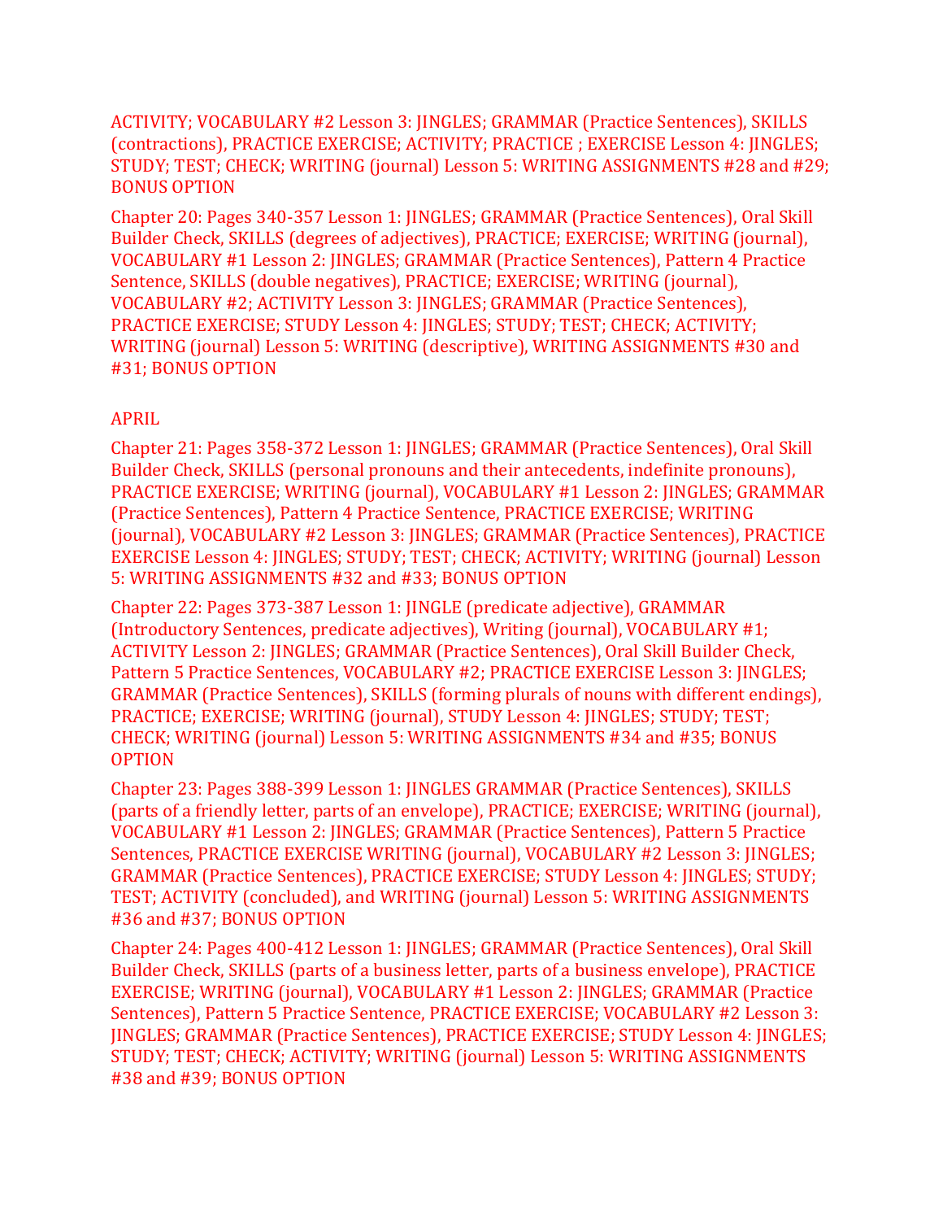ACTIVITY; VOCABULARY #2 Lesson 3: JINGLES; GRAMMAR (Practice Sentences), SKILLS (contractions), PRACTICE EXERCISE; ACTIVITY; PRACTICE ; EXERCISE Lesson 4: JINGLES; STUDY; TEST; CHECK; WRITING (journal) Lesson 5: WRITING ASSIGNMENTS #28 and #29; BONUS OPTION

Chapter 20: Pages 340-357 Lesson 1: JINGLES; GRAMMAR (Practice Sentences), Oral Skill Builder Check, SKILLS (degrees of adjectives), PRACTICE; EXERCISE; WRITING (journal), VOCABULARY #1 Lesson 2: JINGLES; GRAMMAR (Practice Sentences), Pattern 4 Practice Sentence, SKILLS (double negatives), PRACTICE; EXERCISE; WRITING (journal), VOCABULARY #2; ACTIVITY Lesson 3: JINGLES; GRAMMAR (Practice Sentences), PRACTICE EXERCISE; STUDY Lesson 4: JINGLES; STUDY; TEST; CHECK; ACTIVITY; WRITING (journal) Lesson 5: WRITING (descriptive), WRITING ASSIGNMENTS #30 and #31; BONUS OPTION

APRIL

Chapter 21: Pages 358-372 Lesson 1: JINGLES; GRAMMAR (Practice Sentences), Oral Skill Builder Check, SKILLS (personal pronouns and their antecedents, indefinite pronouns), PRACTICE EXERCISE; WRITING (journal), VOCABULARY #1 Lesson 2: JINGLES; GRAMMAR (Practice Sentences), Pattern 4 Practice Sentence, PRACTICE EXERCISE; WRITING (journal), VOCABULARY #2 Lesson 3: JINGLES; GRAMMAR (Practice Sentences), PRACTICE EXERCISE Lesson 4: JINGLES; STUDY; TEST; CHECK; ACTIVITY; WRITING (journal) Lesson 5: WRITING ASSIGNMENTS #32 and #33; BONUS OPTION

Chapter 22: Pages 373-387 Lesson 1: JINGLE (predicate adjective), GRAMMAR (Introductory Sentences, predicate adjectives), Writing (journal), VOCABULARY #1; ACTIVITY Lesson 2: JINGLES; GRAMMAR (Practice Sentences), Oral Skill Builder Check, Pattern 5 Practice Sentences, VOCABULARY #2; PRACTICE EXERCISE Lesson 3: JINGLES; GRAMMAR (Practice Sentences), SKILLS (forming plurals of nouns with different endings), PRACTICE; EXERCISE; WRITING (journal), STUDY Lesson 4: JINGLES; STUDY; TEST; CHECK; WRITING (journal) Lesson 5: WRITING ASSIGNMENTS #34 and #35; BONUS OPTION

Chapter 23: Pages 388-399 Lesson 1: JINGLES GRAMMAR (Practice Sentences), SKILLS (parts of a friendly letter, parts of an envelope), PRACTICE; EXERCISE; WRITING (journal), VOCABULARY #1 Lesson 2: JINGLES; GRAMMAR (Practice Sentences), Pattern 5 Practice Sentences, PRACTICE EXERCISE WRITING (journal), VOCABULARY #2 Lesson 3: JINGLES; GRAMMAR (Practice Sentences), PRACTICE EXERCISE; STUDY Lesson 4: JINGLES; STUDY; TEST; ACTIVITY (concluded), and WRITING (journal) Lesson 5: WRITING ASSIGNMENTS #36 and #37; BONUS OPTION

Chapter 24: Pages 400-412 Lesson 1: JINGLES; GRAMMAR (Practice Sentences), Oral Skill Builder Check, SKILLS (parts of a business letter, parts of a business envelope), PRACTICE EXERCISE; WRITING (journal), VOCABULARY #1 Lesson 2: JINGLES; GRAMMAR (Practice Sentences), Pattern 5 Practice Sentence, PRACTICE EXERCISE; VOCABULARY #2 Lesson 3: JINGLES; GRAMMAR (Practice Sentences), PRACTICE EXERCISE; STUDY Lesson 4: JINGLES; STUDY; TEST; CHECK; ACTIVITY; WRITING (journal) Lesson 5: WRITING ASSIGNMENTS #38 and #39; BONUS OPTION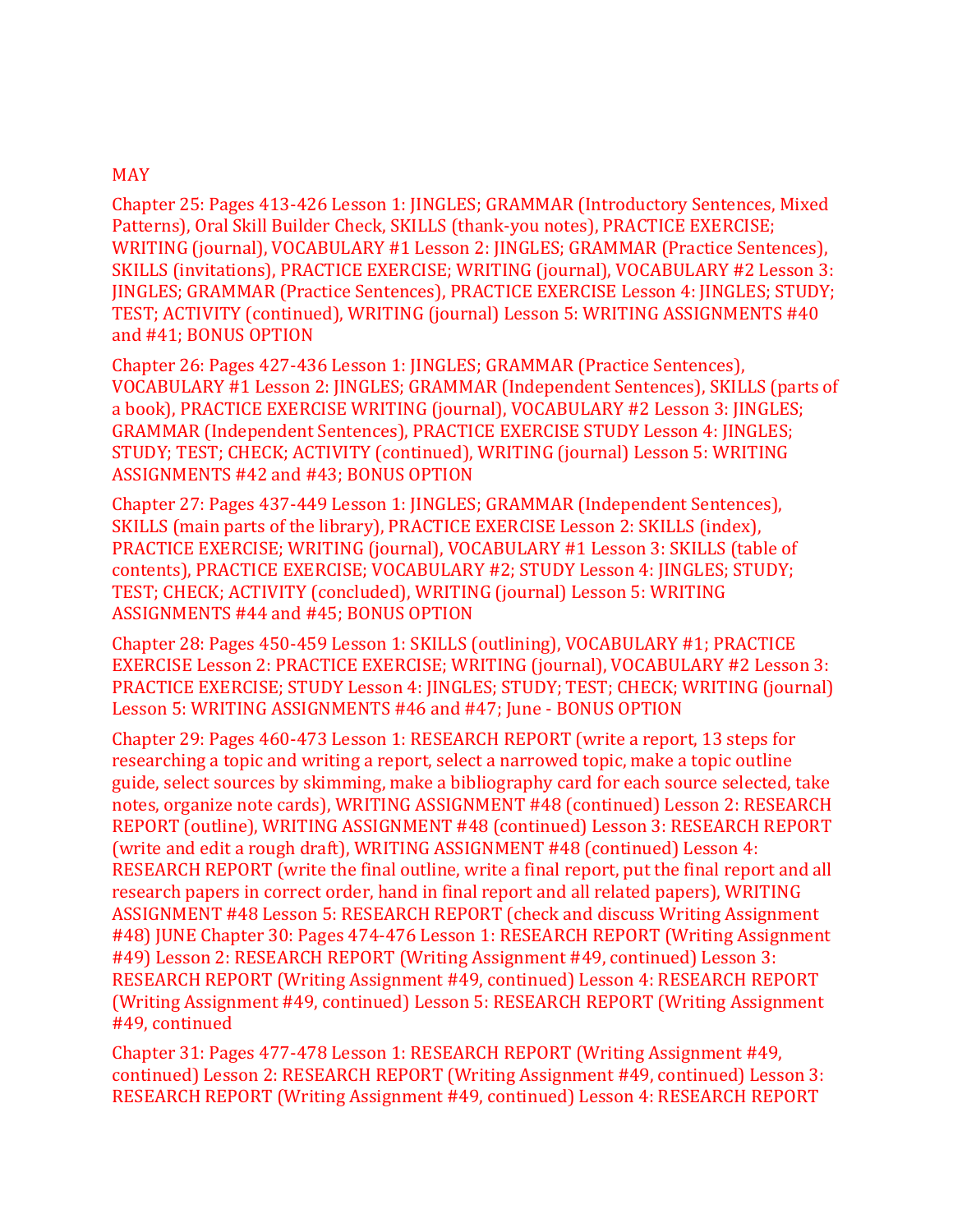MAY

Chapter 25: Pages 413-426 Lesson 1: JINGLES; GRAMMAR (Introductory Sentences, Mixed Patterns), Oral Skill Builder Check, SKILLS (thank-you notes), PRACTICE EXERCISE; WRITING (journal), VOCABULARY #1 Lesson 2: JINGLES; GRAMMAR (Practice Sentences), SKILLS (invitations), PRACTICE EXERCISE; WRITING (journal), VOCABULARY #2 Lesson 3: JINGLES; GRAMMAR (Practice Sentences), PRACTICE EXERCISE Lesson 4: JINGLES; STUDY; TEST; ACTIVITY (continued), WRITING (journal) Lesson 5: WRITING ASSIGNMENTS #40 and #41; BONUS OPTION

Chapter 26: Pages 427-436 Lesson 1: JINGLES; GRAMMAR (Practice Sentences), VOCABULARY #1 Lesson 2: JINGLES; GRAMMAR (Independent Sentences), SKILLS (parts of a book), PRACTICE EXERCISE WRITING (journal), VOCABULARY #2 Lesson 3: JINGLES; GRAMMAR (Independent Sentences), PRACTICE EXERCISE STUDY Lesson 4: JINGLES; STUDY; TEST; CHECK; ACTIVITY (continued), WRITING (journal) Lesson 5: WRITING ASSIGNMENTS #42 and #43; BONUS OPTION

Chapter 27: Pages 437-449 Lesson 1: JINGLES; GRAMMAR (Independent Sentences), SKILLS (main parts of the library), PRACTICE EXERCISE Lesson 2: SKILLS (index), PRACTICE EXERCISE; WRITING (journal), VOCABULARY #1 Lesson 3: SKILLS (table of contents), PRACTICE EXERCISE; VOCABULARY #2; STUDY Lesson 4: JINGLES; STUDY; TEST; CHECK; ACTIVITY (concluded), WRITING (journal) Lesson 5: WRITING ASSIGNMENTS #44 and #45; BONUS OPTION

Chapter 28: Pages 450-459 Lesson 1: SKILLS (outlining), VOCABULARY #1; PRACTICE EXERCISE Lesson 2: PRACTICE EXERCISE; WRITING (journal), VOCABULARY #2 Lesson 3: PRACTICE EXERCISE; STUDY Lesson 4: JINGLES; STUDY; TEST; CHECK; WRITING (journal) Lesson 5: WRITING ASSIGNMENTS #46 and #47; June - BONUS OPTION

Chapter 29: Pages 460-473 Lesson 1: RESEARCH REPORT (write a report, 13 steps for researching a topic and writing a report, select a narrowed topic, make a topic outline guide, select sources by skimming, make a bibliography card for each source selected, take notes, organize note cards), WRITING ASSIGNMENT #48 (continued) Lesson 2: RESEARCH REPORT (outline), WRITING ASSIGNMENT #48 (continued) Lesson 3: RESEARCH REPORT (write and edit a rough draft), WRITING ASSIGNMENT #48 (continued) Lesson 4: RESEARCH REPORT (write the final outline, write a final report, put the final report and all research papers in correct order, hand in final report and all related papers), WRITING ASSIGNMENT #48 Lesson 5: RESEARCH REPORT (check and discuss Writing Assignment #48) JUNE Chapter 30: Pages 474-476 Lesson 1: RESEARCH REPORT (Writing Assignment #49) Lesson 2: RESEARCH REPORT (Writing Assignment #49, continued) Lesson 3: RESEARCH REPORT (Writing Assignment #49, continued) Lesson 4: RESEARCH REPORT (Writing Assignment #49, continued) Lesson 5: RESEARCH REPORT (Writing Assignment #49, continued

Chapter 31: Pages 477-478 Lesson 1: RESEARCH REPORT (Writing Assignment #49, continued) Lesson 2: RESEARCH REPORT (Writing Assignment #49, continued) Lesson 3: RESEARCH REPORT (Writing Assignment #49, continued) Lesson 4: RESEARCH REPORT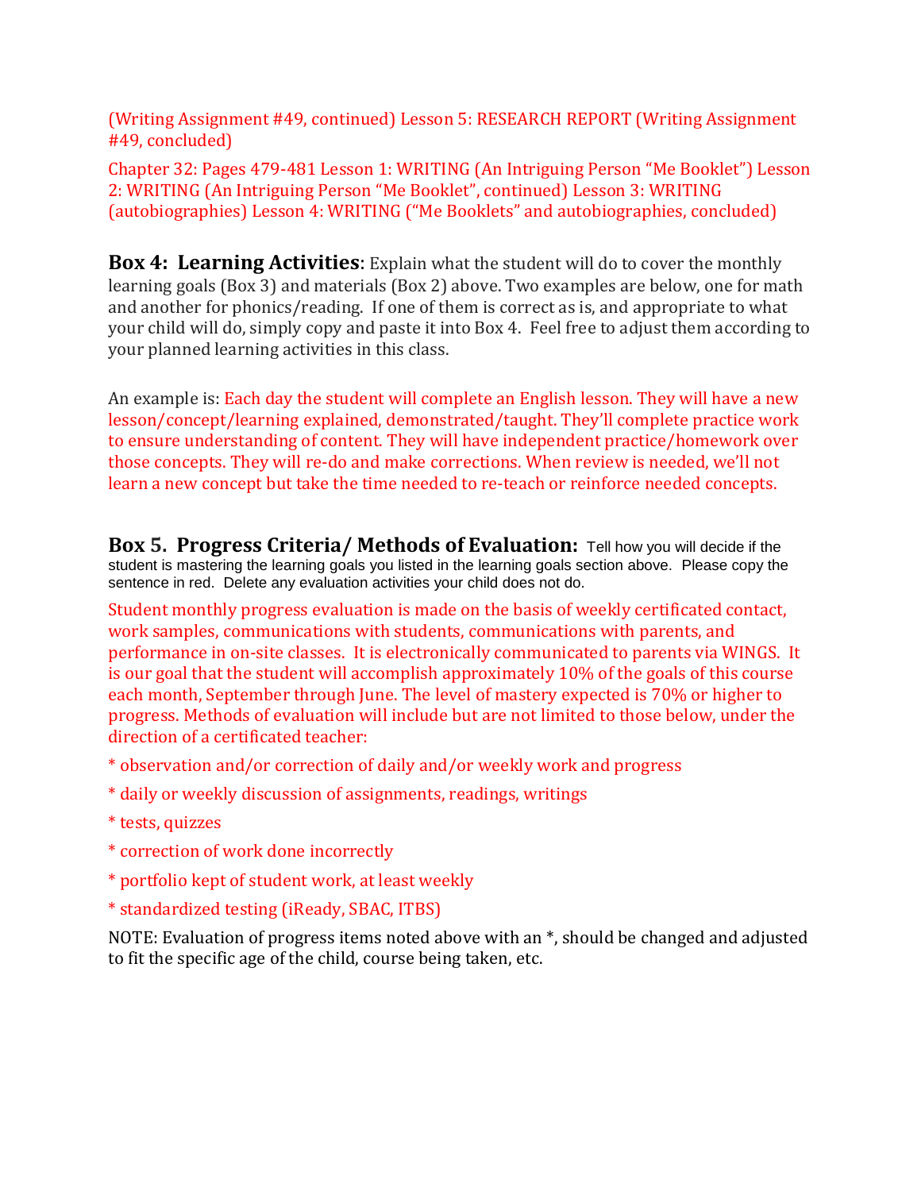(Writing Assignment #49, continued) Lesson 5: RESEARCH REPORT (Writing Assignment #49, concluded)

Chapter 32: Pages 479-481 Lesson 1: WRITING (An Intriguing Person "Me Booklet") Lesson 2: WRITING (An Intriguing Person "Me Booklet", continued) Lesson 3: WRITING (autobiographies) Lesson 4: WRITING ("Me Booklets" and autobiographies, concluded)

**Box 4: Learning Activities**: Explain what the student will do to cover the monthly learning goals (Box 3) and materials (Box 2) above. Two examples are below, one for math and another for phonics/reading. If one of them is correct as is, and appropriate to what your child will do, simply copy and paste it into Box 4. Feel free to adjust them according to your planned learning activities in this class.

An example is: Each day the student will complete an English lesson. They will have a new lesson/concept/learning explained, demonstrated/taught. They'll complete practice work to ensure understanding of content. They will have independent practice/homework over those concepts. They will re-do and make corrections. When review is needed, we'll not learn a new concept but take the time needed to re-teach or reinforce needed concepts.

**Box 5. Progress Criteria/ Methods of Evaluation:** Tell how you will decide if the student is mastering the learning goals you listed in the learning goals section above. Please copy the sentence in red. Delete any evaluation activities your child does not do.

Student monthly progress evaluation is made on the basis of weekly certificated contact, work samples, communications with students, communications with parents, and performance in on-site classes. It is electronically communicated to parents via WINGS. It is our goal that the student will accomplish approximately 10% of the goals of this course each month, September through June. The level of mastery expected is 70% or higher to progress. Methods of evaluation will include but are not limited to those below, under the direction of a certificated teacher:

* observation and/or correction of daily and/or weekly work and progress

* daily or weekly discussion of assignments, readings, writings

* tests, quizzes

* correction of work done incorrectly

* portfolio kept of student work, at least weekly

* standardized testing (iReady, SBAC, ITBS)

NOTE: Evaluation of progress items noted above with an *, should be changed and adjusted to fit the specific age of the child, course being taken, etc.